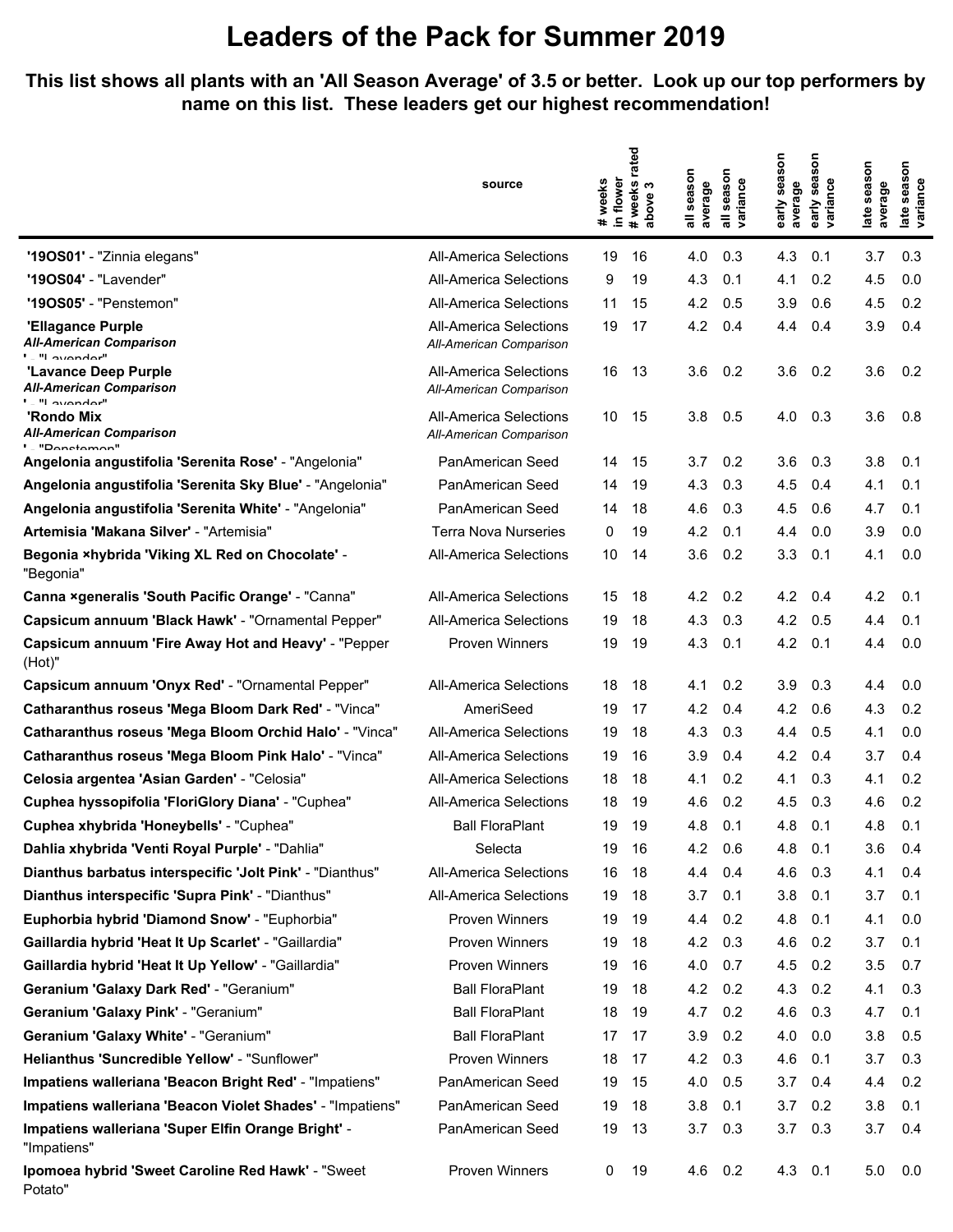# Leaders of the Pack for Summer 2019

**This list shows all plants with an 'All Season Average' of 3.5 or better. Look up our top performers by name on this list. These leaders get our highest recommendation!**

| | source | # weeks in flower | # weeks rated above 3 | all season average | all season variance | early season average | early season variance | late season average | late season variance |
|---|---|---|---|---|---|---|---|---|---|
| **'19OS01'** - "Zinnia elegans" | All-America Selections | 19 | 16 | 4.0 | 0.3 | 4.3 | 0.1 | 3.7 | 0.3 |
| **'19OS04'** - "Lavender" | All-America Selections | 9 | 19 | 4.3 | 0.1 | 4.1 | 0.2 | 4.5 | 0.0 |
| **'19OS05'** - "Penstemon" | All-America Selections | 11 | 15 | 4.2 | 0.5 | 3.9 | 0.6 | 4.5 | 0.2 |
| **'Ellagance Purple *All-American Comparison*'** - "Lavender" | All-America Selections *All-American Comparison* | 19 | 17 | 4.2 | 0.4 | 4.4 | 0.4 | 3.9 | 0.4 |
| **'Lavance Deep Purple *All-American Comparison*'** - "Lavender" | All-America Selections *All-American Comparison* | 16 | 13 | 3.6 | 0.2 | 3.6 | 0.2 | 3.6 | 0.2 |
| **'Rondo Mix *All-American Comparison*'** - "Penstemon" | All-America Selections *All-American Comparison* | 10 | 15 | 3.8 | 0.5 | 4.0 | 0.3 | 3.6 | 0.8 |
| **Angelonia angustifolia 'Serenita Rose'** - "Angelonia" | PanAmerican Seed | 14 | 15 | 3.7 | 0.2 | 3.6 | 0.3 | 3.8 | 0.1 |
| **Angelonia angustifolia 'Serenita Sky Blue'** - "Angelonia" | PanAmerican Seed | 14 | 19 | 4.3 | 0.3 | 4.5 | 0.4 | 4.1 | 0.1 |
| **Angelonia angustifolia 'Serenita White'** - "Angelonia" | PanAmerican Seed | 14 | 18 | 4.6 | 0.3 | 4.5 | 0.6 | 4.7 | 0.1 |
| **Artemisia 'Makana Silver'** - "Artemisia" | Terra Nova Nurseries | 0 | 19 | 4.2 | 0.1 | 4.4 | 0.0 | 3.9 | 0.0 |
| **Begonia ×hybrida 'Viking XL Red on Chocolate'** - "Begonia" | All-America Selections | 10 | 14 | 3.6 | 0.2 | 3.3 | 0.1 | 4.1 | 0.0 |
| **Canna ×generalis 'South Pacific Orange'** - "Canna" | All-America Selections | 15 | 18 | 4.2 | 0.2 | 4.2 | 0.4 | 4.2 | 0.1 |
| **Capsicum annuum 'Black Hawk'** - "Ornamental Pepper" | All-America Selections | 19 | 18 | 4.3 | 0.3 | 4.2 | 0.5 | 4.4 | 0.1 |
| **Capsicum annuum 'Fire Away Hot and Heavy'** - "Pepper (Hot)" | Proven Winners | 19 | 19 | 4.3 | 0.1 | 4.2 | 0.1 | 4.4 | 0.0 |
| **Capsicum annuum 'Onyx Red'** - "Ornamental Pepper" | All-America Selections | 18 | 18 | 4.1 | 0.2 | 3.9 | 0.3 | 4.4 | 0.0 |
| **Catharanthus roseus 'Mega Bloom Dark Red'** - "Vinca" | AmeriSeed | 19 | 17 | 4.2 | 0.4 | 4.2 | 0.6 | 4.3 | 0.2 |
| **Catharanthus roseus 'Mega Bloom Orchid Halo'** - "Vinca" | All-America Selections | 19 | 18 | 4.3 | 0.3 | 4.4 | 0.5 | 4.1 | 0.0 |
| **Catharanthus roseus 'Mega Bloom Pink Halo'** - "Vinca" | All-America Selections | 19 | 16 | 3.9 | 0.4 | 4.2 | 0.4 | 3.7 | 0.4 |
| **Celosia argentea 'Asian Garden'** - "Celosia" | All-America Selections | 18 | 18 | 4.1 | 0.2 | 4.1 | 0.3 | 4.1 | 0.2 |
| **Cuphea hyssopifolia 'FloriGlory Diana'** - "Cuphea" | All-America Selections | 18 | 19 | 4.6 | 0.2 | 4.5 | 0.3 | 4.6 | 0.2 |
| **Cuphea xhybrida 'Honeybells'** - "Cuphea" | Ball FloraPlant | 19 | 19 | 4.8 | 0.1 | 4.8 | 0.1 | 4.8 | 0.1 |
| **Dahlia xhybrida 'Venti Royal Purple'** - "Dahlia" | Selecta | 19 | 16 | 4.2 | 0.6 | 4.8 | 0.1 | 3.6 | 0.4 |
| **Dianthus barbatus interspecific 'Jolt Pink'** - "Dianthus" | All-America Selections | 16 | 18 | 4.4 | 0.4 | 4.6 | 0.3 | 4.1 | 0.4 |
| **Dianthus interspecific 'Supra Pink'** - "Dianthus" | All-America Selections | 19 | 18 | 3.7 | 0.1 | 3.8 | 0.1 | 3.7 | 0.1 |
| **Euphorbia hybrid 'Diamond Snow'** - "Euphorbia" | Proven Winners | 19 | 19 | 4.4 | 0.2 | 4.8 | 0.1 | 4.1 | 0.0 |
| **Gaillardia hybrid 'Heat It Up Scarlet'** - "Gaillardia" | Proven Winners | 19 | 18 | 4.2 | 0.3 | 4.6 | 0.2 | 3.7 | 0.1 |
| **Gaillardia hybrid 'Heat It Up Yellow'** - "Gaillardia" | Proven Winners | 19 | 16 | 4.0 | 0.7 | 4.5 | 0.2 | 3.5 | 0.7 |
| **Geranium 'Galaxy Dark Red'** - "Geranium" | Ball FloraPlant | 19 | 18 | 4.2 | 0.2 | 4.3 | 0.2 | 4.1 | 0.3 |
| **Geranium 'Galaxy Pink'** - "Geranium" | Ball FloraPlant | 18 | 19 | 4.7 | 0.2 | 4.6 | 0.3 | 4.7 | 0.1 |
| **Geranium 'Galaxy White'** - "Geranium" | Ball FloraPlant | 17 | 17 | 3.9 | 0.2 | 4.0 | 0.0 | 3.8 | 0.5 |
| **Helianthus 'Suncredible Yellow'** - "Sunflower" | Proven Winners | 18 | 17 | 4.2 | 0.3 | 4.6 | 0.1 | 3.7 | 0.3 |
| **Impatiens walleriana 'Beacon Bright Red'** - "Impatiens" | PanAmerican Seed | 19 | 15 | 4.0 | 0.5 | 3.7 | 0.4 | 4.4 | 0.2 |
| **Impatiens walleriana 'Beacon Violet Shades'** - "Impatiens" | PanAmerican Seed | 19 | 18 | 3.8 | 0.1 | 3.7 | 0.2 | 3.8 | 0.1 |
| **Impatiens walleriana 'Super Elfin Orange Bright'** - "Impatiens" | PanAmerican Seed | 19 | 13 | 3.7 | 0.3 | 3.7 | 0.3 | 3.7 | 0.4 |
| **Ipomoea hybrid 'Sweet Caroline Red Hawk'** - "Sweet Potato" | Proven Winners | 0 | 19 | 4.6 | 0.2 | 4.3 | 0.1 | 5.0 | 0.0 |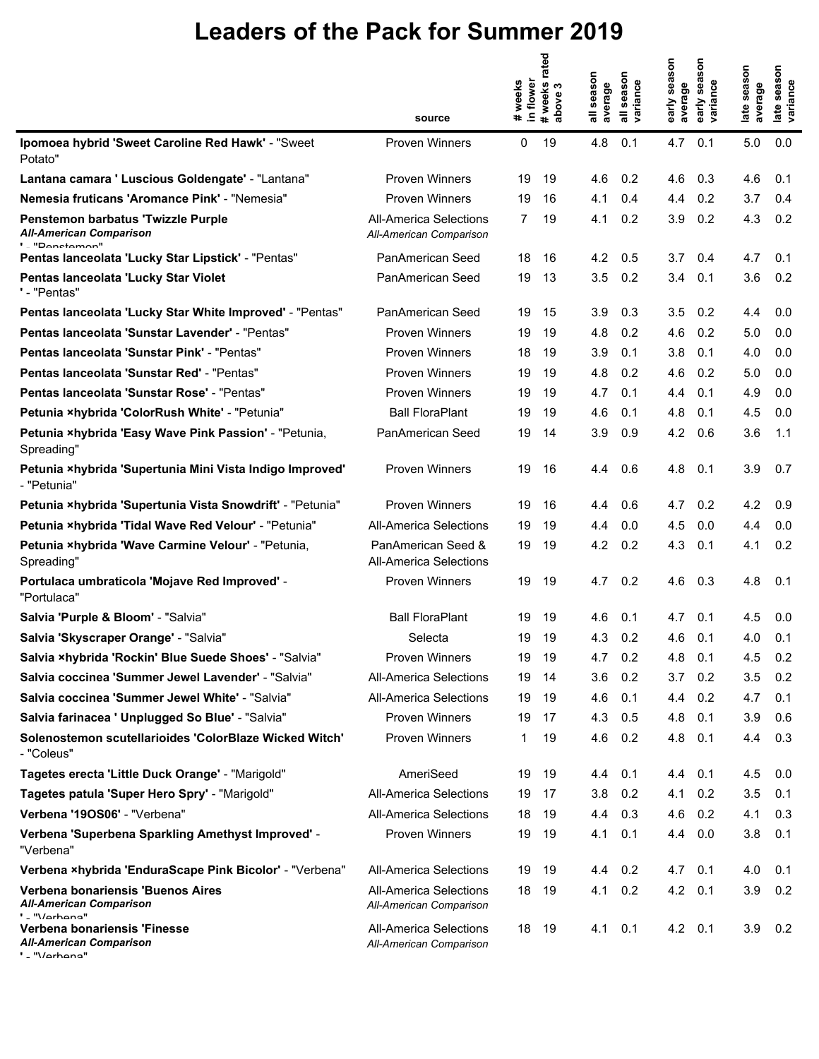# Leaders of the Pack for Summer 2019

| | source | # weeks in flower | # weeks rated above 3 | all season average | all season variance | early season average | early season variance | late season average | late season variance |
|---|---|---|---|---|---|---|---|---|---|
| **Ipomoea hybrid 'Sweet Caroline Red Hawk'** - "Sweet Potato" | Proven Winners | 0 | 19 | 4.8 | 0.1 | 4.7 | 0.1 | 5.0 | 0.0 |
| **Lantana camara ' Luscious Goldengate'** - "Lantana" | Proven Winners | 19 | 19 | 4.6 | 0.2 | 4.6 | 0.3 | 4.6 | 0.1 |
| **Nemesia fruticans 'Aromance Pink'** - "Nemesia" | Proven Winners | 19 | 16 | 4.1 | 0.4 | 4.4 | 0.2 | 3.7 | 0.4 |
| **Penstemon barbatus 'Twizzle Purple** ***All-American Comparison*** **'** - "Penstemon" | All-America Selections *All-American Comparison* | 7 | 19 | 4.1 | 0.2 | 3.9 | 0.2 | 4.3 | 0.2 |
| **Pentas lanceolata 'Lucky Star Lipstick'** - "Pentas" | PanAmerican Seed | 18 | 16 | 4.2 | 0.5 | 3.7 | 0.4 | 4.7 | 0.1 |
| **Pentas lanceolata 'Lucky Star Violet '** - "Pentas" | PanAmerican Seed | 19 | 13 | 3.5 | 0.2 | 3.4 | 0.1 | 3.6 | 0.2 |
| **Pentas lanceolata 'Lucky Star White Improved'** - "Pentas" | PanAmerican Seed | 19 | 15 | 3.9 | 0.3 | 3.5 | 0.2 | 4.4 | 0.0 |
| **Pentas lanceolata 'Sunstar Lavender'** - "Pentas" | Proven Winners | 19 | 19 | 4.8 | 0.2 | 4.6 | 0.2 | 5.0 | 0.0 |
| **Pentas lanceolata 'Sunstar Pink'** - "Pentas" | Proven Winners | 18 | 19 | 3.9 | 0.1 | 3.8 | 0.1 | 4.0 | 0.0 |
| **Pentas lanceolata 'Sunstar Red'** - "Pentas" | Proven Winners | 19 | 19 | 4.8 | 0.2 | 4.6 | 0.2 | 5.0 | 0.0 |
| **Pentas lanceolata 'Sunstar Rose'** - "Pentas" | Proven Winners | 19 | 19 | 4.7 | 0.1 | 4.4 | 0.1 | 4.9 | 0.0 |
| **Petunia ×hybrida 'ColorRush White'** - "Petunia" | Ball FloraPlant | 19 | 19 | 4.6 | 0.1 | 4.8 | 0.1 | 4.5 | 0.0 |
| **Petunia ×hybrida 'Easy Wave Pink Passion'** - "Petunia, Spreading" | PanAmerican Seed | 19 | 14 | 3.9 | 0.9 | 4.2 | 0.6 | 3.6 | 1.1 |
| **Petunia ×hybrida 'Supertunia Mini Vista Indigo Improved'** - "Petunia" | Proven Winners | 19 | 16 | 4.4 | 0.6 | 4.8 | 0.1 | 3.9 | 0.7 |
| **Petunia ×hybrida 'Supertunia Vista Snowdrift'** - "Petunia" | Proven Winners | 19 | 16 | 4.4 | 0.6 | 4.7 | 0.2 | 4.2 | 0.9 |
| **Petunia ×hybrida 'Tidal Wave Red Velour'** - "Petunia" | All-America Selections | 19 | 19 | 4.4 | 0.0 | 4.5 | 0.0 | 4.4 | 0.0 |
| **Petunia ×hybrida 'Wave Carmine Velour'** - "Petunia, Spreading" | PanAmerican Seed & All-America Selections | 19 | 19 | 4.2 | 0.2 | 4.3 | 0.1 | 4.1 | 0.2 |
| **Portulaca umbraticola 'Mojave Red Improved'** - "Portulaca" | Proven Winners | 19 | 19 | 4.7 | 0.2 | 4.6 | 0.3 | 4.8 | 0.1 |
| **Salvia 'Purple & Bloom'** - "Salvia" | Ball FloraPlant | 19 | 19 | 4.6 | 0.1 | 4.7 | 0.1 | 4.5 | 0.0 |
| **Salvia 'Skyscraper Orange'** - "Salvia" | Selecta | 19 | 19 | 4.3 | 0.2 | 4.6 | 0.1 | 4.0 | 0.1 |
| **Salvia ×hybrida 'Rockin' Blue Suede Shoes'** - "Salvia" | Proven Winners | 19 | 19 | 4.7 | 0.2 | 4.8 | 0.1 | 4.5 | 0.2 |
| **Salvia coccinea 'Summer Jewel Lavender'** - "Salvia" | All-America Selections | 19 | 14 | 3.6 | 0.2 | 3.7 | 0.2 | 3.5 | 0.2 |
| **Salvia coccinea 'Summer Jewel White'** - "Salvia" | All-America Selections | 19 | 19 | 4.6 | 0.1 | 4.4 | 0.2 | 4.7 | 0.1 |
| **Salvia farinacea ' Unplugged So Blue'** - "Salvia" | Proven Winners | 19 | 17 | 4.3 | 0.5 | 4.8 | 0.1 | 3.9 | 0.6 |
| **Solenostemon scutellarioides 'ColorBlaze Wicked Witch'** - "Coleus" | Proven Winners | 1 | 19 | 4.6 | 0.2 | 4.8 | 0.1 | 4.4 | 0.3 |
| **Tagetes erecta 'Little Duck Orange'** - "Marigold" | AmeriSeed | 19 | 19 | 4.4 | 0.1 | 4.4 | 0.1 | 4.5 | 0.0 |
| **Tagetes patula 'Super Hero Spry'** - "Marigold" | All-America Selections | 19 | 17 | 3.8 | 0.2 | 4.1 | 0.2 | 3.5 | 0.1 |
| **Verbena '19OS06'** - "Verbena" | All-America Selections | 18 | 19 | 4.4 | 0.3 | 4.6 | 0.2 | 4.1 | 0.3 |
| **Verbena 'Superbena Sparkling Amethyst Improved'** - "Verbena" | Proven Winners | 19 | 19 | 4.1 | 0.1 | 4.4 | 0.0 | 3.8 | 0.1 |
| **Verbena ×hybrida 'EnduraScape Pink Bicolor'** - "Verbena" | All-America Selections | 19 | 19 | 4.4 | 0.2 | 4.7 | 0.1 | 4.0 | 0.1 |
| **Verbena bonariensis 'Buenos Aires** ***All-American Comparison*** **'** - "Verbena" | All-America Selections *All-American Comparison* | 18 | 19 | 4.1 | 0.2 | 4.2 | 0.1 | 3.9 | 0.2 |
| **Verbena bonariensis 'Finesse** ***All-American Comparison*** **'** - "Verbena" | All-America Selections *All-American Comparison* | 18 | 19 | 4.1 | 0.1 | 4.2 | 0.1 | 3.9 | 0.2 |